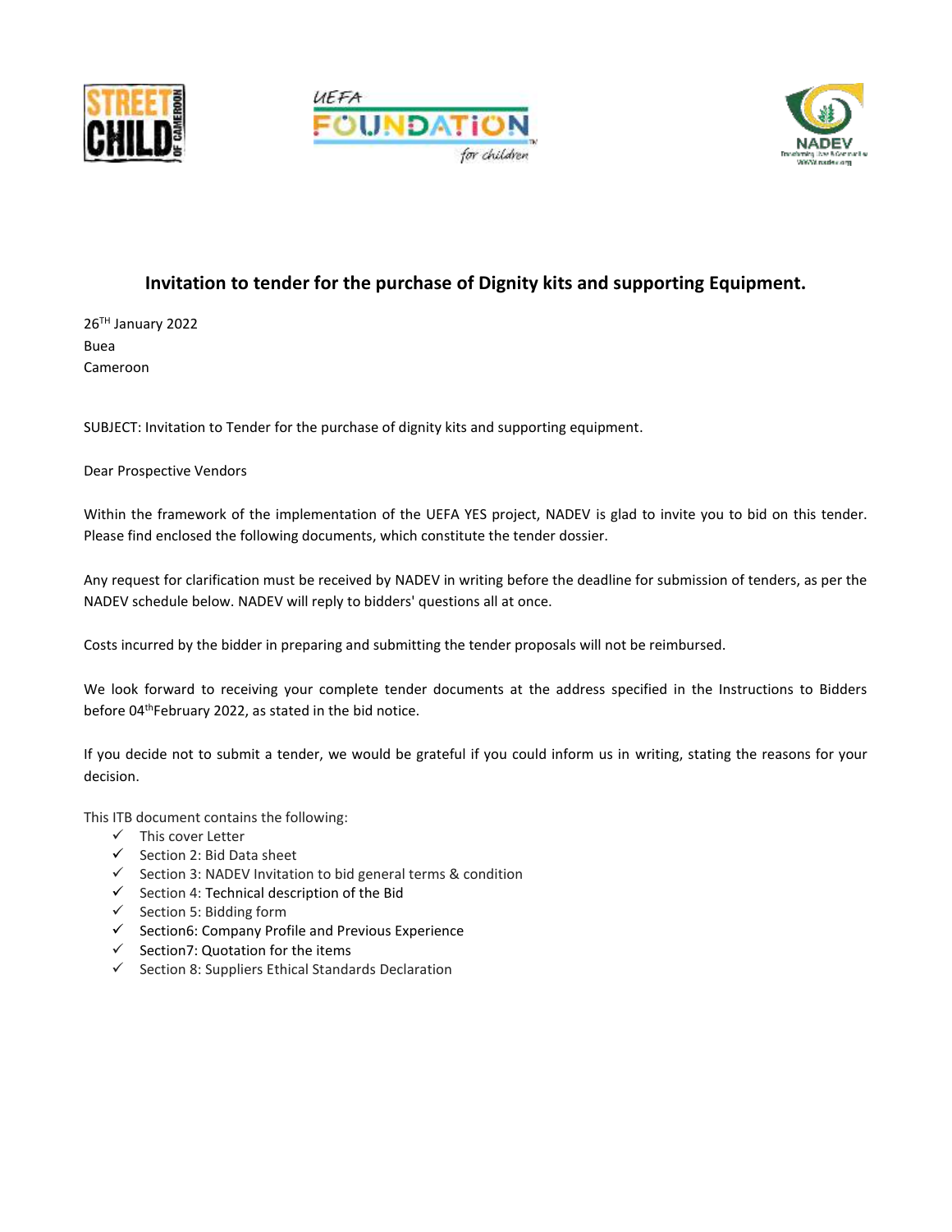# Invitation to tender for the purchase of Dignity kits and supporting Equipment.

26TH January 2022
Buea
Cameroon

SUBJECT: Invitation to Tender for the purchase of dignity kits and supporting equipment.

Dear Prospective Vendors

Within the framework of the implementation of the UEFA YES project, NADEV is glad to invite you to bid on this tender. Please find enclosed the following documents, which constitute the tender dossier.

Any request for clarification must be received by NADEV in writing before the deadline for submission of tenders, as per the NADEV schedule below. NADEV will reply to bidders' questions all at once.

Costs incurred by the bidder in preparing and submitting the tender proposals will not be reimbursed.

We look forward to receiving your complete tender documents at the address specified in the Instructions to Bidders before 04th February 2022, as stated in the bid notice.

If you decide not to submit a tender, we would be grateful if you could inform us in writing, stating the reasons for your decision.

This ITB document contains the following:

- ✓ This cover Letter
- ✓ Section 2: Bid Data sheet
- ✓ Section 3: NADEV Invitation to bid general terms & condition
- ✓ Section 4: Technical description of the Bid
- ✓ Section 5: Bidding form
- ✓ Section6: Company Profile and Previous Experience
- ✓ Section7: Quotation for the items
- ✓ Section 8: Suppliers Ethical Standards Declaration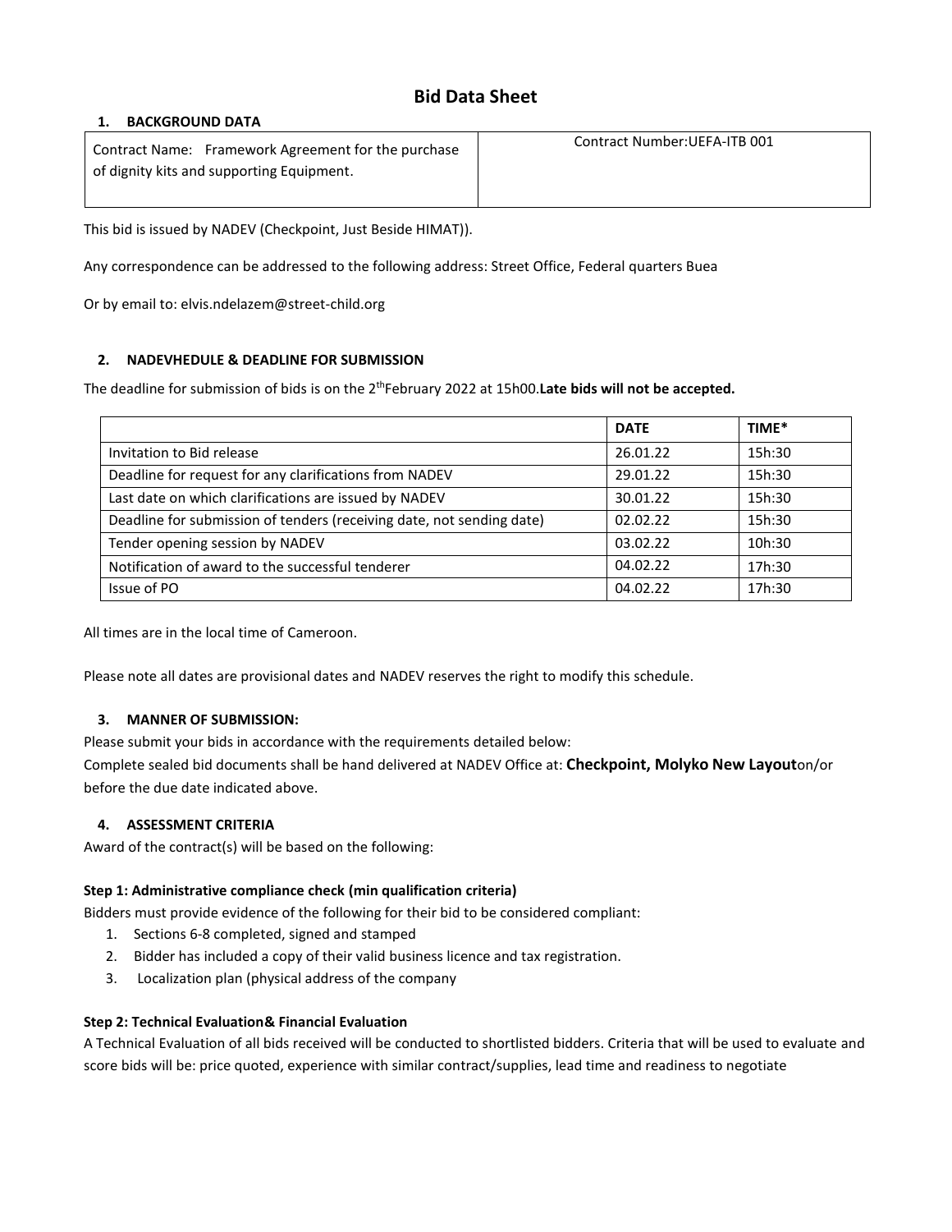# Bid Data Sheet

## 1. BACKGROUND DATA

| Contract Name: Framework Agreement for the purchase of dignity kits and supporting Equipment. | Contract Number:UEFA-ITB 001 |
|---|---|

This bid is issued by NADEV (Checkpoint, Just Beside HIMAT)).

Any correspondence can be addressed to the following address: Street Office, Federal quarters Buea

Or by email to: elvis.ndelazem@street-child.org

## 2. NADEVHEDULE & DEADLINE FOR SUBMISSION

The deadline for submission of bids is on the 2[th]February 2022 at 15h00.**Late bids will not be accepted.**

| | DATE | TIME* |
|---|---|---|
| Invitation to Bid release | 26.01.22 | 15h:30 |
| Deadline for request for any clarifications from NADEV | 29.01.22 | 15h:30 |
| Last date on which clarifications are issued by NADEV | 30.01.22 | 15h:30 |
| Deadline for submission of tenders (receiving date, not sending date) | 02.02.22 | 15h:30 |
| Tender opening session by NADEV | 03.02.22 | 10h:30 |
| Notification of award to the successful tenderer | 04.02.22 | 17h:30 |
| Issue of PO | 04.02.22 | 17h:30 |

All times are in the local time of Cameroon.

Please note all dates are provisional dates and NADEV reserves the right to modify this schedule.

## 3. MANNER OF SUBMISSION:

Please submit your bids in accordance with the requirements detailed below:

Complete sealed bid documents shall be hand delivered at NADEV Office at: **Checkpoint, Molyko New Layout**on/or before the due date indicated above.

## 4. ASSESSMENT CRITERIA

Award of the contract(s) will be based on the following:

**Step 1: Administrative compliance check (min qualification criteria)**

Bidders must provide evidence of the following for their bid to be considered compliant:

1. Sections 6-8 completed, signed and stamped
2. Bidder has included a copy of their valid business licence and tax registration.
3. Localization plan (physical address of the company

**Step 2: Technical Evaluation& Financial Evaluation**

A Technical Evaluation of all bids received will be conducted to shortlisted bidders. Criteria that will be used to evaluate and score bids will be: price quoted, experience with similar contract/supplies, lead time and readiness to negotiate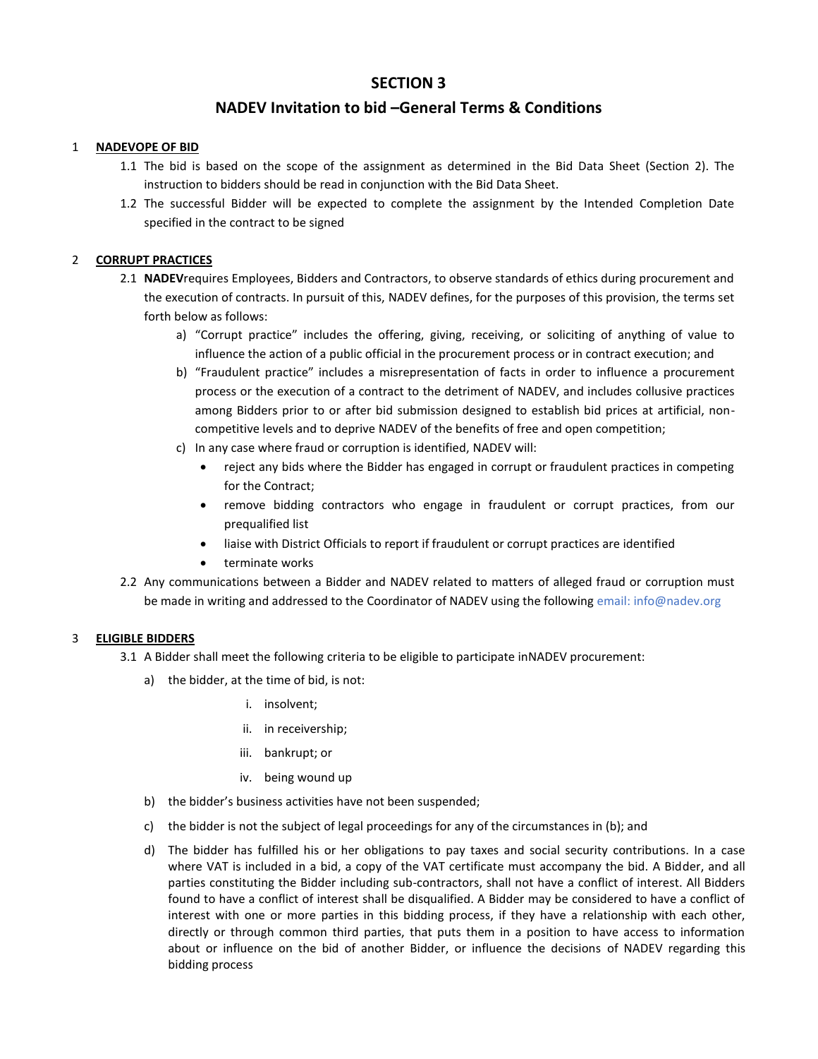# SECTION 3

## NADEV Invitation to bid –General Terms & Conditions

1 **NADEVOPE OF BID**

1.1 The bid is based on the scope of the assignment as determined in the Bid Data Sheet (Section 2). The instruction to bidders should be read in conjunction with the Bid Data Sheet.

1.2 The successful Bidder will be expected to complete the assignment by the Intended Completion Date specified in the contract to be signed

2 **CORRUPT PRACTICES**

2.1 **NADEV**requires Employees, Bidders and Contractors, to observe standards of ethics during procurement and the execution of contracts. In pursuit of this, NADEV defines, for the purposes of this provision, the terms set forth below as follows:

a) "Corrupt practice" includes the offering, giving, receiving, or soliciting of anything of value to influence the action of a public official in the procurement process or in contract execution; and

b) "Fraudulent practice" includes a misrepresentation of facts in order to influence a procurement process or the execution of a contract to the detriment of NADEV, and includes collusive practices among Bidders prior to or after bid submission designed to establish bid prices at artificial, non-competitive levels and to deprive NADEV of the benefits of free and open competition;

c) In any case where fraud or corruption is identified, NADEV will:

- reject any bids where the Bidder has engaged in corrupt or fraudulent practices in competing for the Contract;
- remove bidding contractors who engage in fraudulent or corrupt practices, from our prequalified list
- liaise with District Officials to report if fraudulent or corrupt practices are identified
- terminate works

2.2 Any communications between a Bidder and NADEV related to matters of alleged fraud or corruption must be made in writing and addressed to the Coordinator of NADEV using the following email: info@nadev.org

3 **ELIGIBLE BIDDERS**

3.1 A Bidder shall meet the following criteria to be eligible to participate inNADEV procurement:

a) the bidder, at the time of bid, is not:

i. insolvent;

ii. in receivership;

iii. bankrupt; or

iv. being wound up

b) the bidder's business activities have not been suspended;

c) the bidder is not the subject of legal proceedings for any of the circumstances in (b); and

d) The bidder has fulfilled his or her obligations to pay taxes and social security contributions. In a case where VAT is included in a bid, a copy of the VAT certificate must accompany the bid. A Bidder, and all parties constituting the Bidder including sub-contractors, shall not have a conflict of interest. All Bidders found to have a conflict of interest shall be disqualified. A Bidder may be considered to have a conflict of interest with one or more parties in this bidding process, if they have a relationship with each other, directly or through common third parties, that puts them in a position to have access to information about or influence on the bid of another Bidder, or influence the decisions of NADEV regarding this bidding process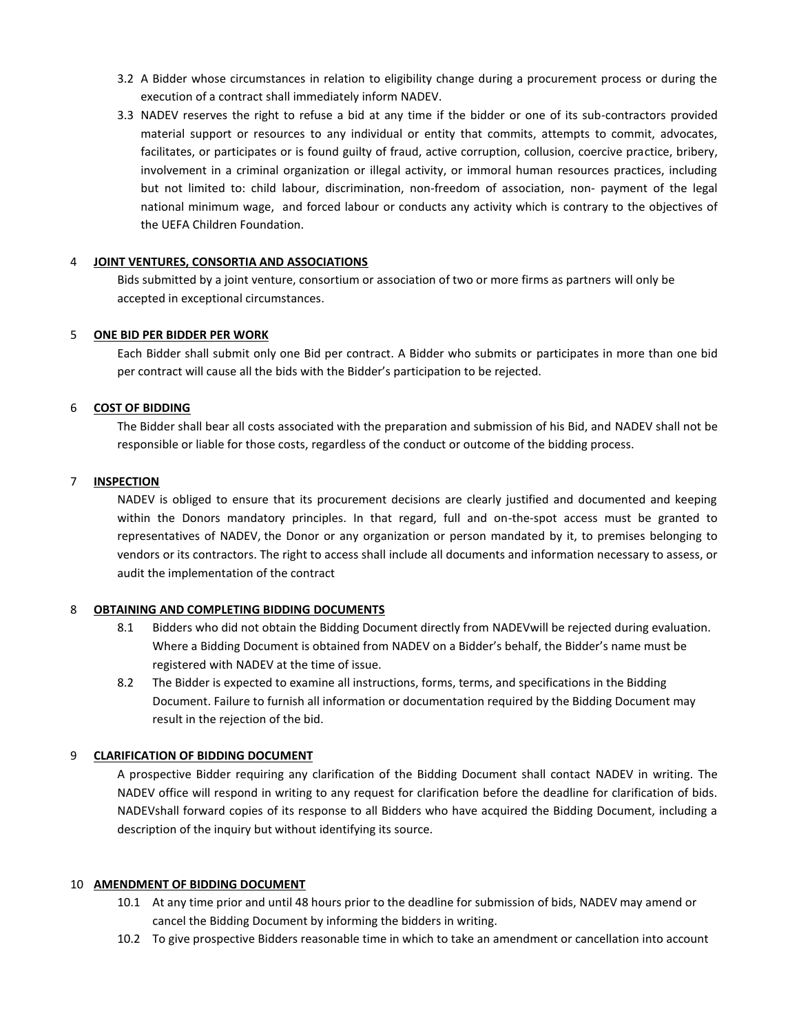3.2 A Bidder whose circumstances in relation to eligibility change during a procurement process or during the execution of a contract shall immediately inform NADEV.

3.3 NADEV reserves the right to refuse a bid at any time if the bidder or one of its sub-contractors provided material support or resources to any individual or entity that commits, attempts to commit, advocates, facilitates, or participates or is found guilty of fraud, active corruption, collusion, coercive practice, bribery, involvement in a criminal organization or illegal activity, or immoral human resources practices, including but not limited to: child labour, discrimination, non-freedom of association, non- payment of the legal national minimum wage, and forced labour or conducts any activity which is contrary to the objectives of the UEFA Children Foundation.

## 4 **JOINT VENTURES, CONSORTIA AND ASSOCIATIONS**

Bids submitted by a joint venture, consortium or association of two or more firms as partners will only be accepted in exceptional circumstances.

## 5 **ONE BID PER BIDDER PER WORK**

Each Bidder shall submit only one Bid per contract. A Bidder who submits or participates in more than one bid per contract will cause all the bids with the Bidder's participation to be rejected.

## 6 **COST OF BIDDING**

The Bidder shall bear all costs associated with the preparation and submission of his Bid, and NADEV shall not be responsible or liable for those costs, regardless of the conduct or outcome of the bidding process.

## 7 **INSPECTION**

NADEV is obliged to ensure that its procurement decisions are clearly justified and documented and keeping within the Donors mandatory principles. In that regard, full and on-the-spot access must be granted to representatives of NADEV, the Donor or any organization or person mandated by it, to premises belonging to vendors or its contractors. The right to access shall include all documents and information necessary to assess, or audit the implementation of the contract

## 8 **OBTAINING AND COMPLETING BIDDING DOCUMENTS**

8.1 Bidders who did not obtain the Bidding Document directly from NADEVwill be rejected during evaluation. Where a Bidding Document is obtained from NADEV on a Bidder's behalf, the Bidder's name must be registered with NADEV at the time of issue.

8.2 The Bidder is expected to examine all instructions, forms, terms, and specifications in the Bidding Document. Failure to furnish all information or documentation required by the Bidding Document may result in the rejection of the bid.

## 9 **CLARIFICATION OF BIDDING DOCUMENT**

A prospective Bidder requiring any clarification of the Bidding Document shall contact NADEV in writing. The NADEV office will respond in writing to any request for clarification before the deadline for clarification of bids. NADEVshall forward copies of its response to all Bidders who have acquired the Bidding Document, including a description of the inquiry but without identifying its source.

## 10 **AMENDMENT OF BIDDING DOCUMENT**

10.1 At any time prior and until 48 hours prior to the deadline for submission of bids, NADEV may amend or cancel the Bidding Document by informing the bidders in writing.

10.2 To give prospective Bidders reasonable time in which to take an amendment or cancellation into account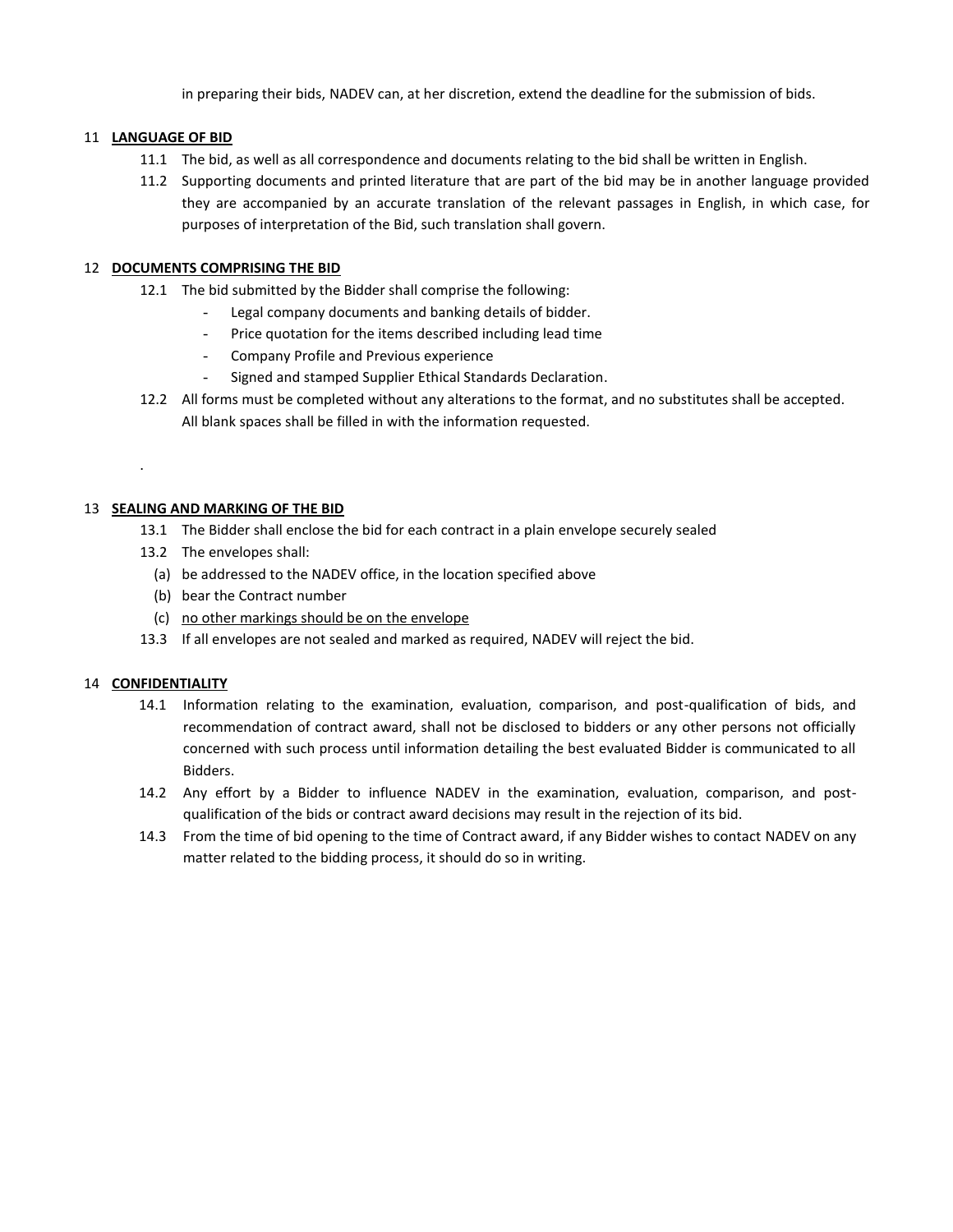in preparing their bids, NADEV can, at her discretion, extend the deadline for the submission of bids.

## 11 LANGUAGE OF BID

11.1 The bid, as well as all correspondence and documents relating to the bid shall be written in English.

11.2 Supporting documents and printed literature that are part of the bid may be in another language provided they are accompanied by an accurate translation of the relevant passages in English, in which case, for purposes of interpretation of the Bid, such translation shall govern.

## 12 DOCUMENTS COMPRISING THE BID

12.1 The bid submitted by the Bidder shall comprise the following:

- Legal company documents and banking details of bidder.
- Price quotation for the items described including lead time
- Company Profile and Previous experience
- Signed and stamped Supplier Ethical Standards Declaration.

12.2 All forms must be completed without any alterations to the format, and no substitutes shall be accepted. All blank spaces shall be filled in with the information requested.

.

## 13 SEALING AND MARKING OF THE BID

13.1 The Bidder shall enclose the bid for each contract in a plain envelope securely sealed

13.2 The envelopes shall:

(a) be addressed to the NADEV office, in the location specified above

(b) bear the Contract number

(c) no other markings should be on the envelope

13.3 If all envelopes are not sealed and marked as required, NADEV will reject the bid.

## 14 CONFIDENTIALITY

14.1 Information relating to the examination, evaluation, comparison, and post-qualification of bids, and recommendation of contract award, shall not be disclosed to bidders or any other persons not officially concerned with such process until information detailing the best evaluated Bidder is communicated to all Bidders.

14.2 Any effort by a Bidder to influence NADEV in the examination, evaluation, comparison, and post-qualification of the bids or contract award decisions may result in the rejection of its bid.

14.3 From the time of bid opening to the time of Contract award, if any Bidder wishes to contact NADEV on any matter related to the bidding process, it should do so in writing.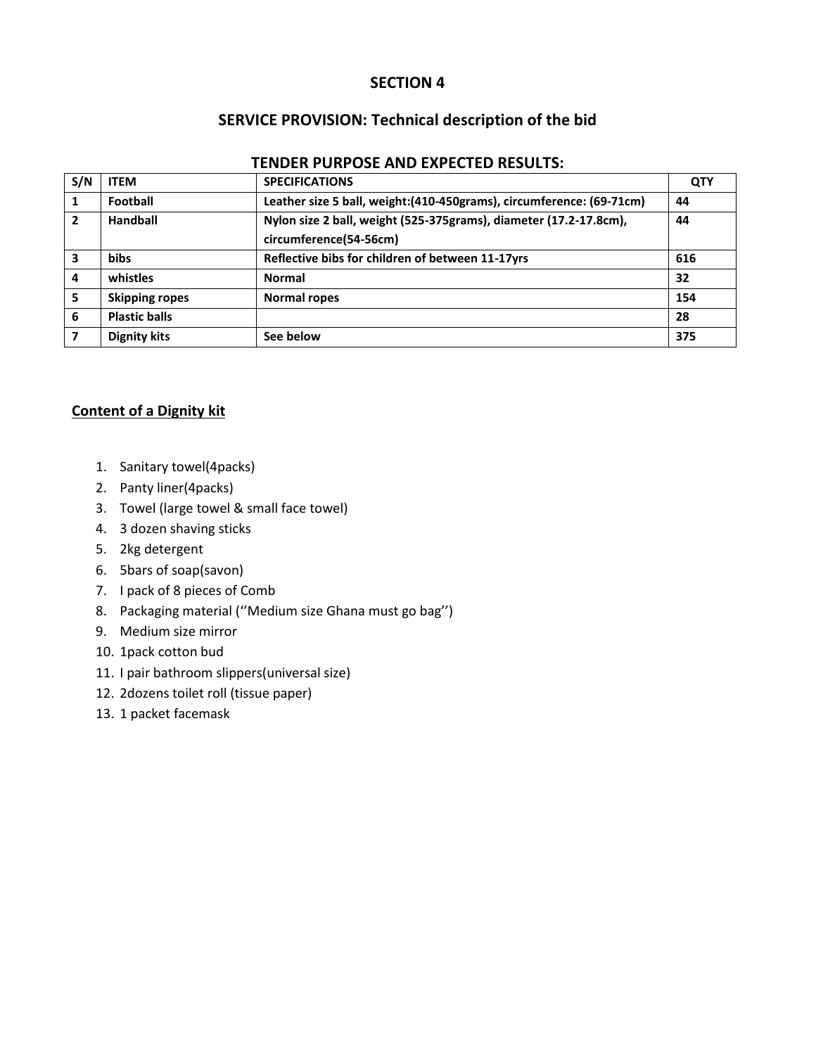## SECTION 4

## SERVICE PROVISION: Technical description of the bid

### TENDER PURPOSE AND EXPECTED RESULTS:

| S/N | ITEM | SPECIFICATIONS | QTY |
|---|---|---|---|
| 1 | Football | Leather size 5 ball, weight:(410-450grams), circumference: (69-71cm) | 44 |
| 2 | Handball | Nylon size 2 ball, weight (525-375grams), diameter (17.2-17.8cm), circumference(54-56cm) | 44 |
| 3 | bibs | Reflective bibs for children of between 11-17yrs | 616 |
| 4 | whistles | Normal | 32 |
| 5 | Skipping ropes | Normal ropes | 154 |
| 6 | Plastic balls | | 28 |
| 7 | Dignity kits | See below | 375 |

**Content of a Dignity kit**

1. Sanitary towel(4packs)
2. Panty liner(4packs)
3. Towel (large towel & small face towel)
4. 3 dozen shaving sticks
5. 2kg detergent
6. 5bars of soap(savon)
7. I pack of 8 pieces of Comb
8. Packaging material (''Medium size Ghana must go bag'')
9. Medium size mirror
10. 1pack cotton bud
11. I pair bathroom slippers(universal size)
12. 2dozens toilet roll (tissue paper)
13. 1 packet facemask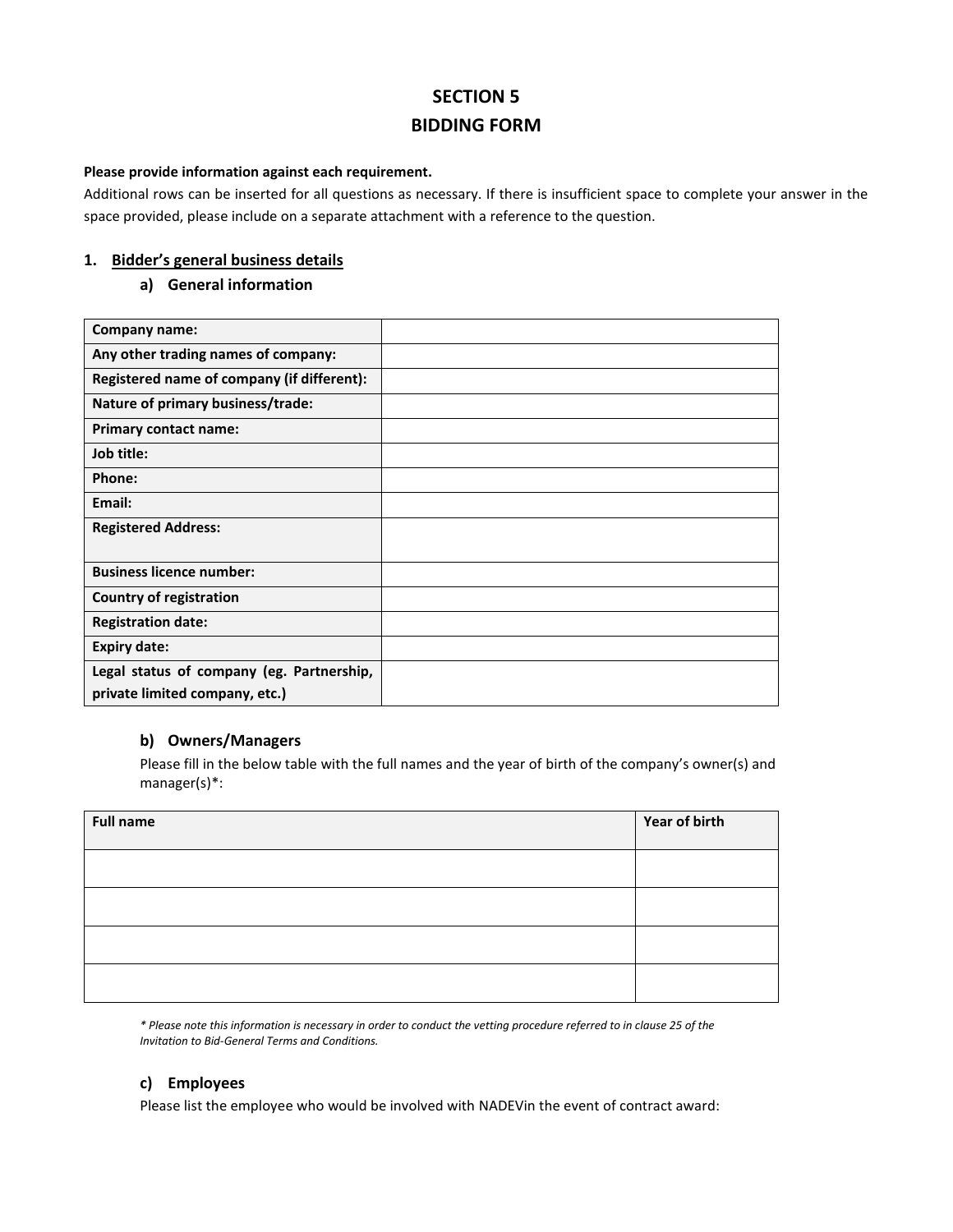# SECTION 5
# BIDDING FORM

**Please provide information against each requirement.**

Additional rows can be inserted for all questions as necessary. If there is insufficient space to complete your answer in the space provided, please include on a separate attachment with a reference to the question.

## 1. Bidder's general business details

### a) General information

| | |
|---|---|
| **Company name:** | |
| **Any other trading names of company:** | |
| **Registered name of company (if different):** | |
| **Nature of primary business/trade:** | |
| **Primary contact name:** | |
| **Job title:** | |
| **Phone:** | |
| **Email:** | |
| **Registered Address:** | |
| **Business licence number:** | |
| **Country of registration** | |
| **Registration date:** | |
| **Expiry date:** | |
| **Legal status of company (eg. Partnership, private limited company, etc.)** | |

### b) Owners/Managers

Please fill in the below table with the full names and the year of birth of the company's owner(s) and manager(s)*:

| Full name | Year of birth |
|---|---|
| | |
| | |
| | |
| | |

*\* Please note this information is necessary in order to conduct the vetting procedure referred to in clause 25 of the Invitation to Bid-General Terms and Conditions.*

### c) Employees

Please list the employee who would be involved with NADEVin the event of contract award: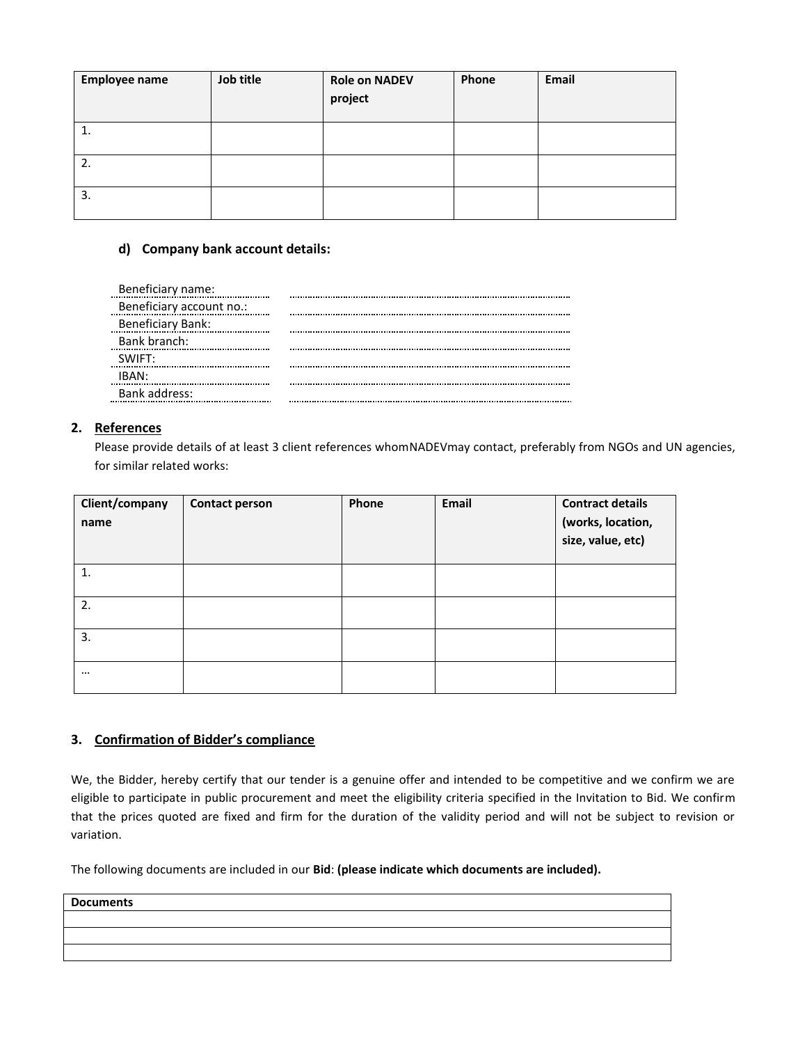| Employee name | Job title | Role on NADEV project | Phone | Email |
|---|---|---|---|---|
| 1. | | | | |
| 2. | | | | |
| 3. | | | | |

### d) Company bank account details:

| | |
|---|---|
| Beneficiary name: | ................................................ |
| Beneficiary account no.: | ................................................ |
| Beneficiary Bank: | ................................................ |
| Bank branch: | ................................................ |
| SWIFT: | ................................................ |
| IBAN: | ................................................ |
| Bank address: | ................................................ |

## 2. References

Please provide details of at least 3 client references whomNADEVmay contact, preferably from NGOs and UN agencies, for similar related works:

| Client/company name | Contact person | Phone | Email | Contract details (works, location, size, value, etc) |
|---|---|---|---|---|
| 1. | | | | |
| 2. | | | | |
| 3. | | | | |
| … | | | | |

## 3. Confirmation of Bidder's compliance

We, the Bidder, hereby certify that our tender is a genuine offer and intended to be competitive and we confirm we are eligible to participate in public procurement and meet the eligibility criteria specified in the Invitation to Bid. We confirm that the prices quoted are fixed and firm for the duration of the validity period and will not be subject to revision or variation.

The following documents are included in our **Bid**: **(please indicate which documents are included).**

| Documents |
|---|
| |
| |
| |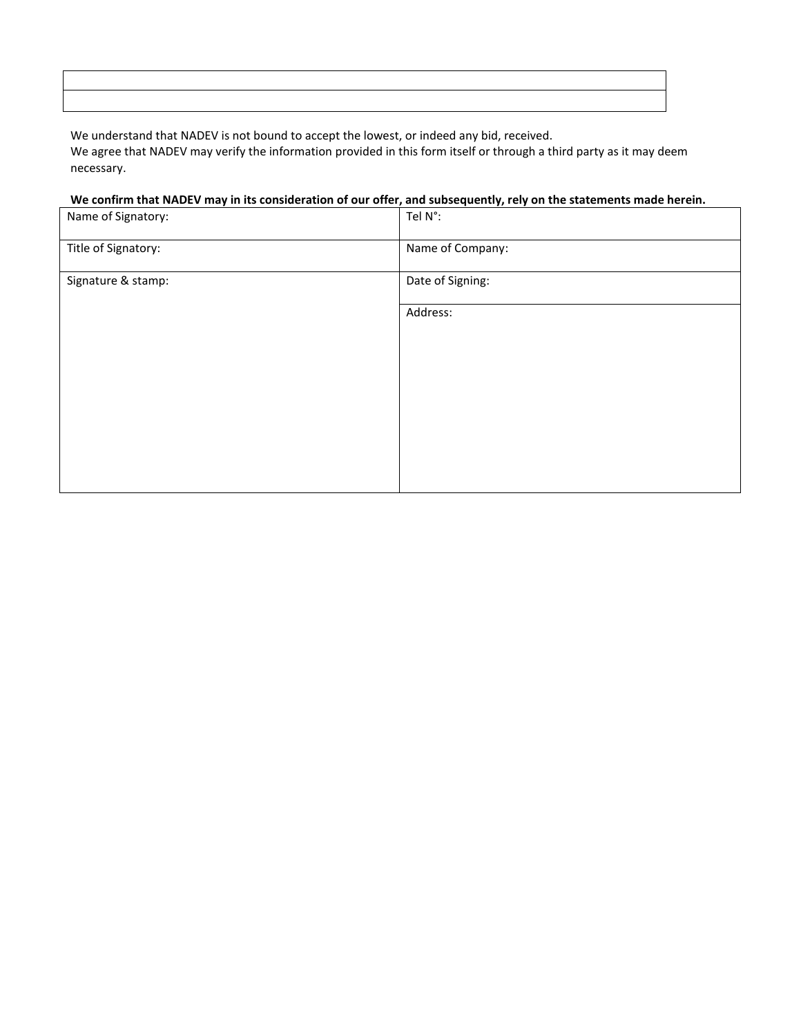| |
|---|
| |

We understand that NADEV is not bound to accept the lowest, or indeed any bid, received.
We agree that NADEV may verify the information provided in this form itself or through a third party as it may deem necessary.

**We confirm that NADEV may in its consideration of our offer, and subsequently, rely on the statements made herein.**

| | |
|---|---|
| Name of Signatory: | Tel N°: |
| Title of Signatory: | Name of Company: |
| Signature & stamp: | Date of Signing: |
| | Address: |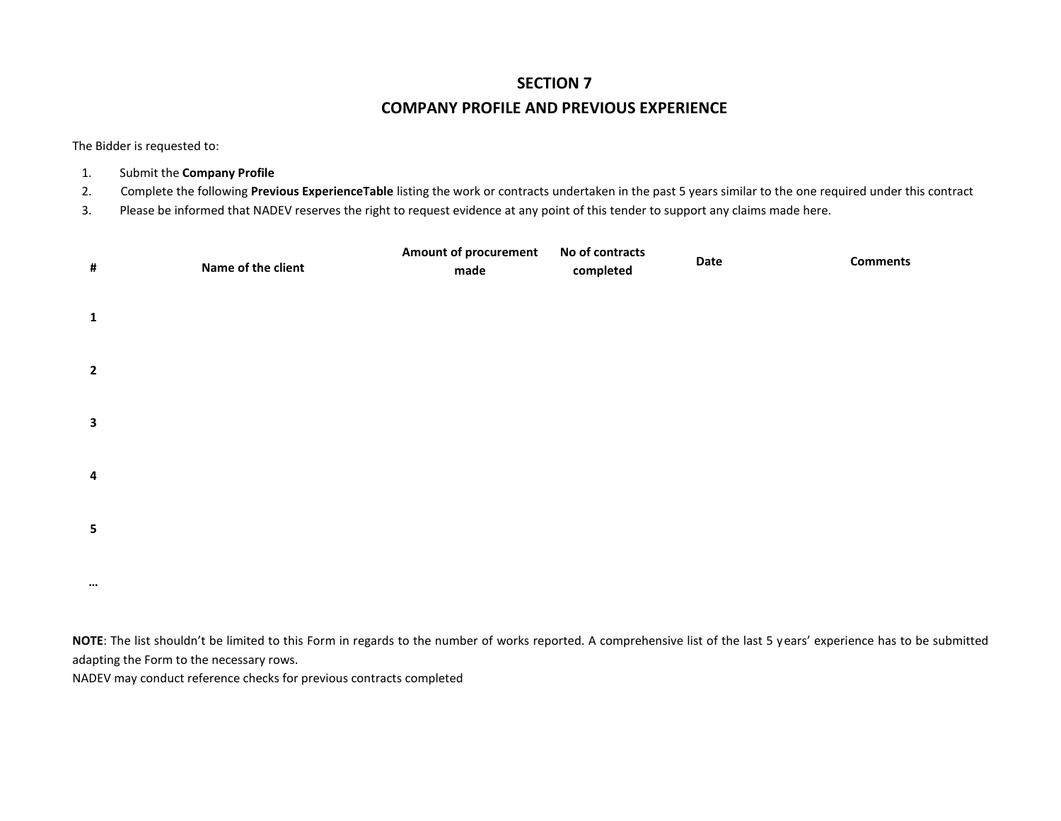# SECTION 7

# COMPANY PROFILE AND PREVIOUS EXPERIENCE

The Bidder is requested to:

1. Submit the **Company Profile**
2. Complete the following **Previous ExperienceTable** listing the work or contracts undertaken in the past 5 years similar to the one required under this contract
3. Please be informed that NADEV reserves the right to request evidence at any point of this tender to support any claims made here.

| # | Name of the client | Amount of procurement made | No of contracts completed | Date | Comments |
|---|---|---|---|---|---|
| 1 | | | | | |
| 2 | | | | | |
| 3 | | | | | |
| 4 | | | | | |
| 5 | | | | | |
| … | | | | | |

**NOTE**: The list shouldn't be limited to this Form in regards to the number of works reported. A comprehensive list of the last 5 years' experience has to be submitted adapting the Form to the necessary rows.
NADEV may conduct reference checks for previous contracts completed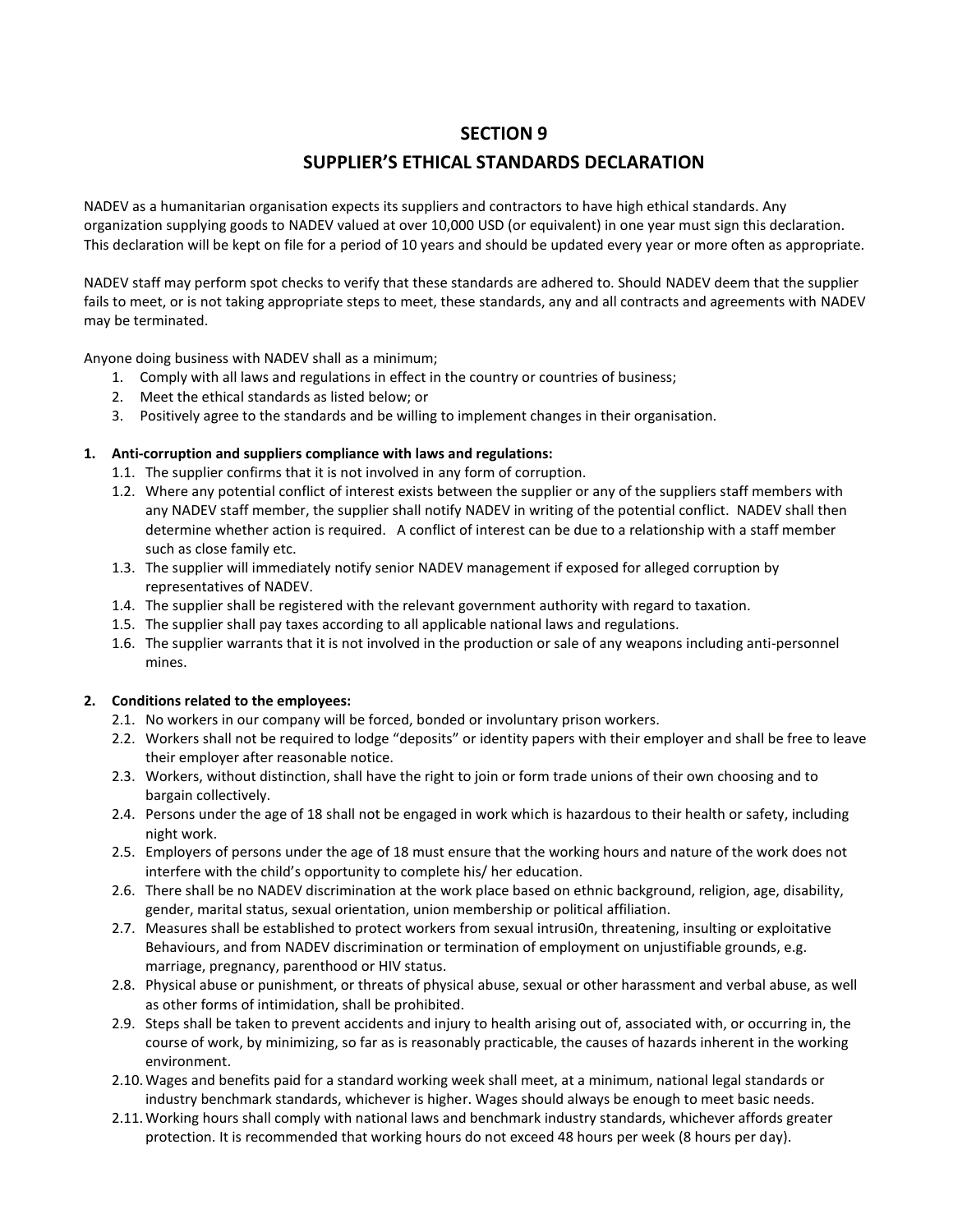# SECTION 9

# SUPPLIER'S ETHICAL STANDARDS DECLARATION

NADEV as a humanitarian organisation expects its suppliers and contractors to have high ethical standards. Any organization supplying goods to NADEV valued at over 10,000 USD (or equivalent) in one year must sign this declaration. This declaration will be kept on file for a period of 10 years and should be updated every year or more often as appropriate.

NADEV staff may perform spot checks to verify that these standards are adhered to. Should NADEV deem that the supplier fails to meet, or is not taking appropriate steps to meet, these standards, any and all contracts and agreements with NADEV may be terminated.

Anyone doing business with NADEV shall as a minimum;

1. Comply with all laws and regulations in effect in the country or countries of business;
2. Meet the ethical standards as listed below; or
3. Positively agree to the standards and be willing to implement changes in their organisation.

**1. Anti-corruption and suppliers compliance with laws and regulations:**

1.1. The supplier confirms that it is not involved in any form of corruption.

1.2. Where any potential conflict of interest exists between the supplier or any of the suppliers staff members with any NADEV staff member, the supplier shall notify NADEV in writing of the potential conflict. NADEV shall then determine whether action is required. A conflict of interest can be due to a relationship with a staff member such as close family etc.

1.3. The supplier will immediately notify senior NADEV management if exposed for alleged corruption by representatives of NADEV.

1.4. The supplier shall be registered with the relevant government authority with regard to taxation.

1.5. The supplier shall pay taxes according to all applicable national laws and regulations.

1.6. The supplier warrants that it is not involved in the production or sale of any weapons including anti-personnel mines.

**2. Conditions related to the employees:**

2.1. No workers in our company will be forced, bonded or involuntary prison workers.

2.2. Workers shall not be required to lodge "deposits" or identity papers with their employer and shall be free to leave their employer after reasonable notice.

2.3. Workers, without distinction, shall have the right to join or form trade unions of their own choosing and to bargain collectively.

2.4. Persons under the age of 18 shall not be engaged in work which is hazardous to their health or safety, including night work.

2.5. Employers of persons under the age of 18 must ensure that the working hours and nature of the work does not interfere with the child's opportunity to complete his/ her education.

2.6. There shall be no NADEV discrimination at the work place based on ethnic background, religion, age, disability, gender, marital status, sexual orientation, union membership or political affiliation.

2.7. Measures shall be established to protect workers from sexual intrusi0n, threatening, insulting or exploitative Behaviours, and from NADEV discrimination or termination of employment on unjustifiable grounds, e.g. marriage, pregnancy, parenthood or HIV status.

2.8. Physical abuse or punishment, or threats of physical abuse, sexual or other harassment and verbal abuse, as well as other forms of intimidation, shall be prohibited.

2.9. Steps shall be taken to prevent accidents and injury to health arising out of, associated with, or occurring in, the course of work, by minimizing, so far as is reasonably practicable, the causes of hazards inherent in the working environment.

2.10. Wages and benefits paid for a standard working week shall meet, at a minimum, national legal standards or industry benchmark standards, whichever is higher. Wages should always be enough to meet basic needs.

2.11. Working hours shall comply with national laws and benchmark industry standards, whichever affords greater protection. It is recommended that working hours do not exceed 48 hours per week (8 hours per day).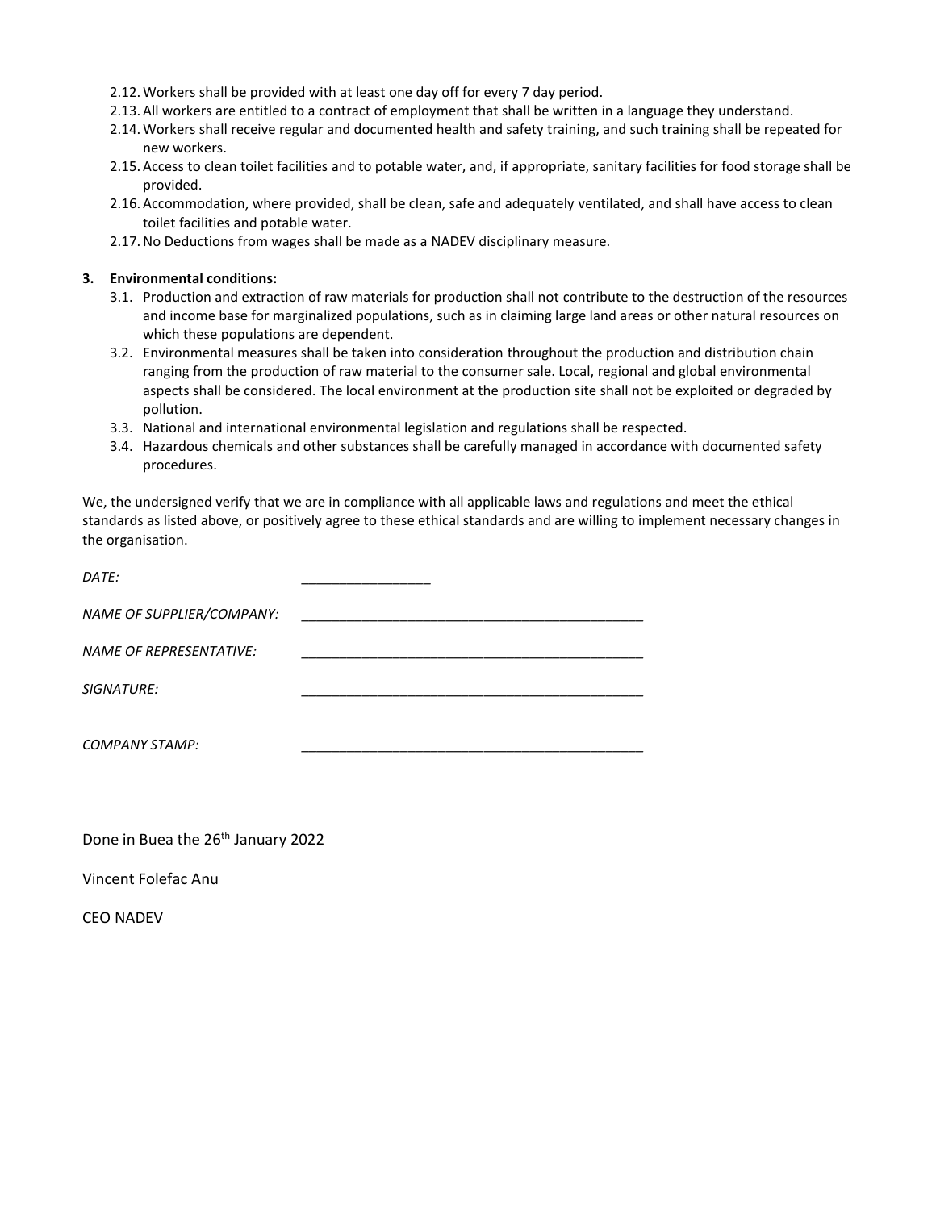2.12. Workers shall be provided with at least one day off for every 7 day period.

2.13. All workers are entitled to a contract of employment that shall be written in a language they understand.

2.14. Workers shall receive regular and documented health and safety training, and such training shall be repeated for new workers.

2.15. Access to clean toilet facilities and to potable water, and, if appropriate, sanitary facilities for food storage shall be provided.

2.16. Accommodation, where provided, shall be clean, safe and adequately ventilated, and shall have access to clean toilet facilities and potable water.

2.17. No Deductions from wages shall be made as a NADEV disciplinary measure.

**3. Environmental conditions:**

3.1. Production and extraction of raw materials for production shall not contribute to the destruction of the resources and income base for marginalized populations, such as in claiming large land areas or other natural resources on which these populations are dependent.

3.2. Environmental measures shall be taken into consideration throughout the production and distribution chain ranging from the production of raw material to the consumer sale. Local, regional and global environmental aspects shall be considered. The local environment at the production site shall not be exploited or degraded by pollution.

3.3. National and international environmental legislation and regulations shall be respected.

3.4. Hazardous chemicals and other substances shall be carefully managed in accordance with documented safety procedures.

We, the undersigned verify that we are in compliance with all applicable laws and regulations and meet the ethical standards as listed above, or positively agree to these ethical standards and are willing to implement necessary changes in the organisation.

*DATE:* _________________

*NAME OF SUPPLIER/COMPANY:* ______________________________________________

*NAME OF REPRESENTATIVE:* ______________________________________________

*SIGNATURE:* ______________________________________________

*COMPANY STAMP:* ______________________________________________

Done in Buea the 26th January 2022

Vincent Folefac Anu

CEO NADEV